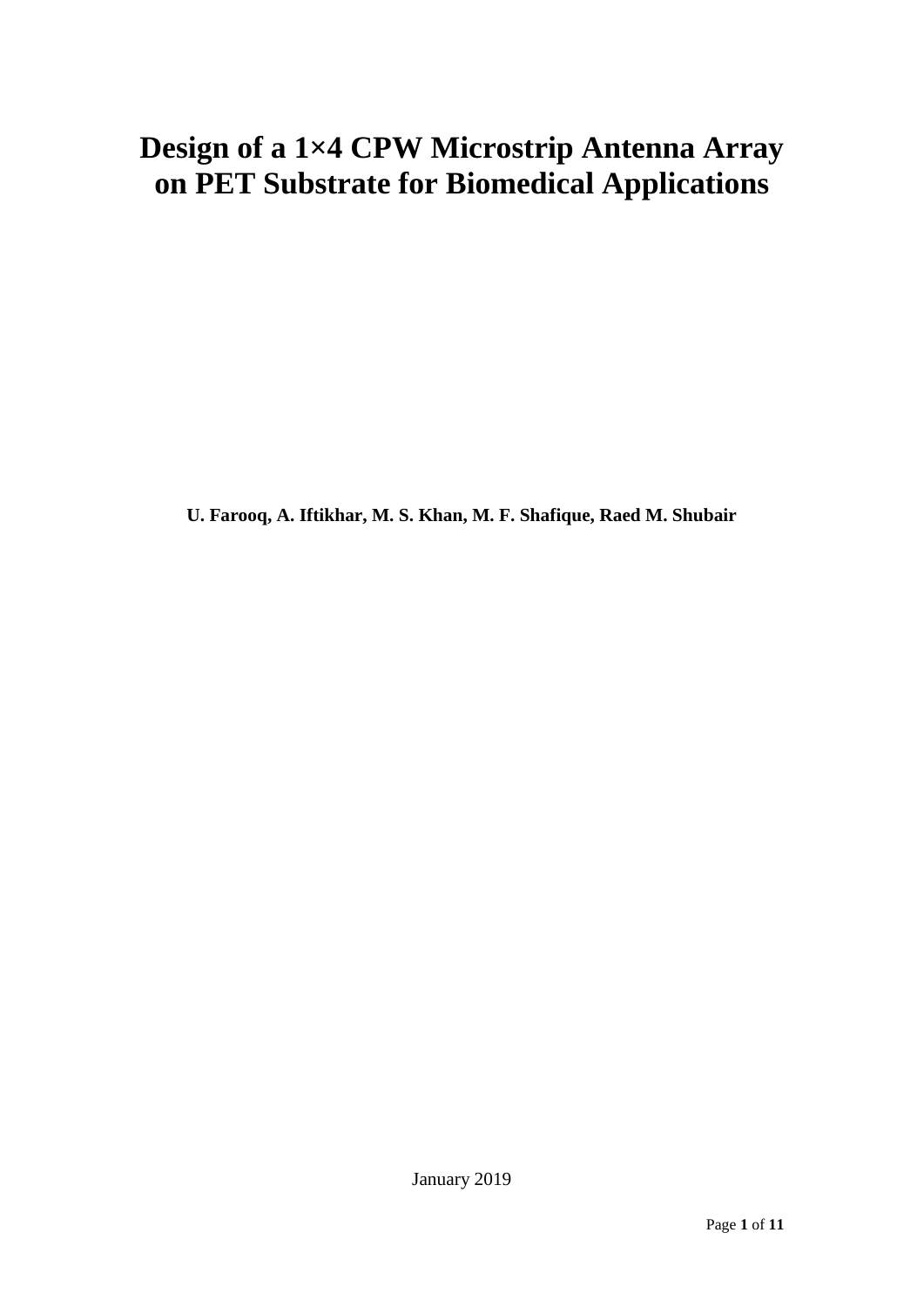# Design of a 1×4 CPW Microstrip Antenna Array on PET Substrate for Biomedical Applications

**U. Farooq, A. Iftikhar, M. S. Khan, M. F. Shafique, Raed M. Shubair**

January 2019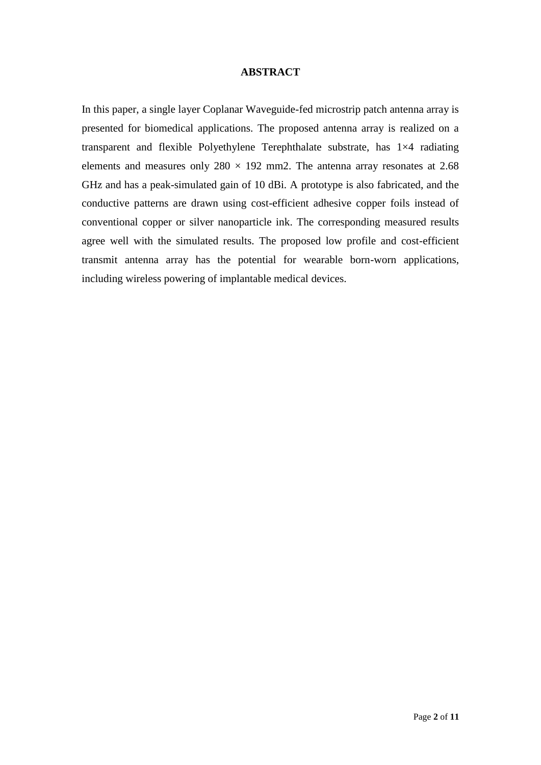## ABSTRACT

In this paper, a single layer Coplanar Waveguide-fed microstrip patch antenna array is presented for biomedical applications. The proposed antenna array is realized on a transparent and flexible Polyethylene Terephthalate substrate, has 1×4 radiating elements and measures only 280 × 192 mm2. The antenna array resonates at 2.68 GHz and has a peak-simulated gain of 10 dBi. A prototype is also fabricated, and the conductive patterns are drawn using cost-efficient adhesive copper foils instead of conventional copper or silver nanoparticle ink. The corresponding measured results agree well with the simulated results. The proposed low profile and cost-efficient transmit antenna array has the potential for wearable born-worn applications, including wireless powering of implantable medical devices.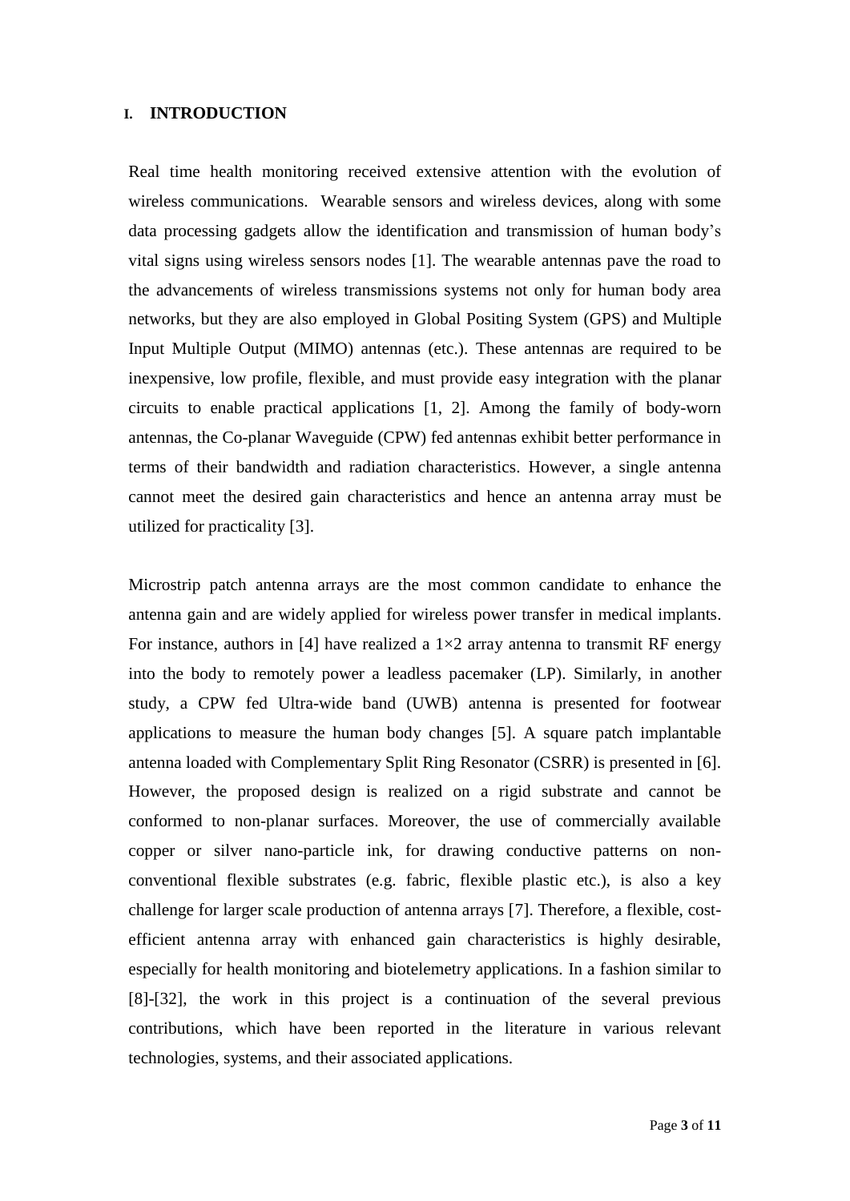## I. INTRODUCTION

Real time health monitoring received extensive attention with the evolution of wireless communications. Wearable sensors and wireless devices, along with some data processing gadgets allow the identification and transmission of human body's vital signs using wireless sensors nodes [1]. The wearable antennas pave the road to the advancements of wireless transmissions systems not only for human body area networks, but they are also employed in Global Positing System (GPS) and Multiple Input Multiple Output (MIMO) antennas (etc.). These antennas are required to be inexpensive, low profile, flexible, and must provide easy integration with the planar circuits to enable practical applications [1, 2]. Among the family of body-worn antennas, the Co-planar Waveguide (CPW) fed antennas exhibit better performance in terms of their bandwidth and radiation characteristics. However, a single antenna cannot meet the desired gain characteristics and hence an antenna array must be utilized for practicality [3].

Microstrip patch antenna arrays are the most common candidate to enhance the antenna gain and are widely applied for wireless power transfer in medical implants. For instance, authors in [4] have realized a 1×2 array antenna to transmit RF energy into the body to remotely power a leadless pacemaker (LP). Similarly, in another study, a CPW fed Ultra-wide band (UWB) antenna is presented for footwear applications to measure the human body changes [5]. A square patch implantable antenna loaded with Complementary Split Ring Resonator (CSRR) is presented in [6]. However, the proposed design is realized on a rigid substrate and cannot be conformed to non-planar surfaces. Moreover, the use of commercially available copper or silver nano-particle ink, for drawing conductive patterns on non-conventional flexible substrates (e.g. fabric, flexible plastic etc.), is also a key challenge for larger scale production of antenna arrays [7]. Therefore, a flexible, cost-efficient antenna array with enhanced gain characteristics is highly desirable, especially for health monitoring and biotelemetry applications. In a fashion similar to [8]-[32], the work in this project is a continuation of the several previous contributions, which have been reported in the literature in various relevant technologies, systems, and their associated applications.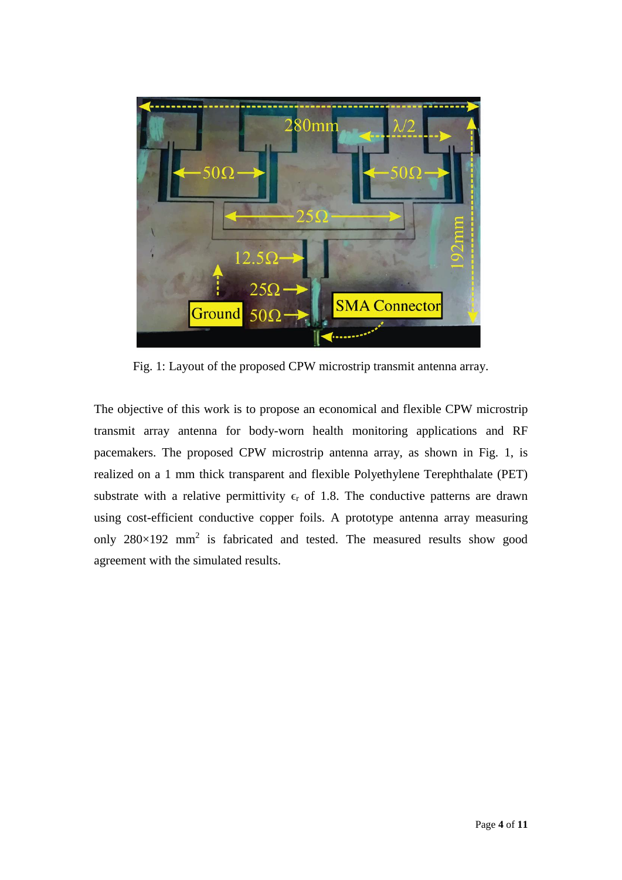Fig. 1: Layout of the proposed CPW microstrip transmit antenna array.

The objective of this work is to propose an economical and flexible CPW microstrip transmit array antenna for body-worn health monitoring applications and RF pacemakers. The proposed CPW microstrip antenna array, as shown in Fig. 1, is realized on a 1 mm thick transparent and flexible Polyethylene Terephthalate (PET) substrate with a relative permittivity $\epsilon_r$ of 1.8. The conductive patterns are drawn using cost-efficient conductive copper foils. A prototype antenna array measuring only 280×192 $mm^2$ is fabricated and tested. The measured results show good agreement with the simulated results.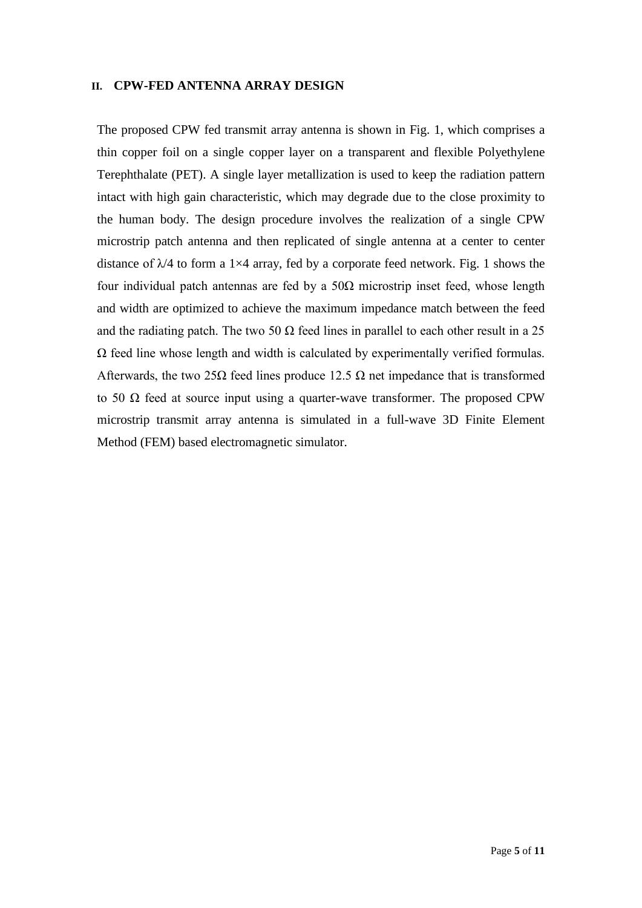## II. CPW-FED ANTENNA ARRAY DESIGN

The proposed CPW fed transmit array antenna is shown in Fig. 1, which comprises a thin copper foil on a single copper layer on a transparent and flexible Polyethylene Terephthalate (PET). A single layer metallization is used to keep the radiation pattern intact with high gain characteristic, which may degrade due to the close proximity to the human body. The design procedure involves the realization of a single CPW microstrip patch antenna and then replicated of single antenna at a center to center distance of $\lambda/4$ to form a $1\times4$ array, fed by a corporate feed network. Fig. 1 shows the four individual patch antennas are fed by a 50Ω microstrip inset feed, whose length and width are optimized to achieve the maximum impedance match between the feed and the radiating patch. The two 50 Ω feed lines in parallel to each other result in a 25 Ω feed line whose length and width is calculated by experimentally verified formulas. Afterwards, the two 25Ω feed lines produce 12.5 Ω net impedance that is transformed to 50 Ω feed at source input using a quarter-wave transformer. The proposed CPW microstrip transmit array antenna is simulated in a full-wave 3D Finite Element Method (FEM) based electromagnetic simulator.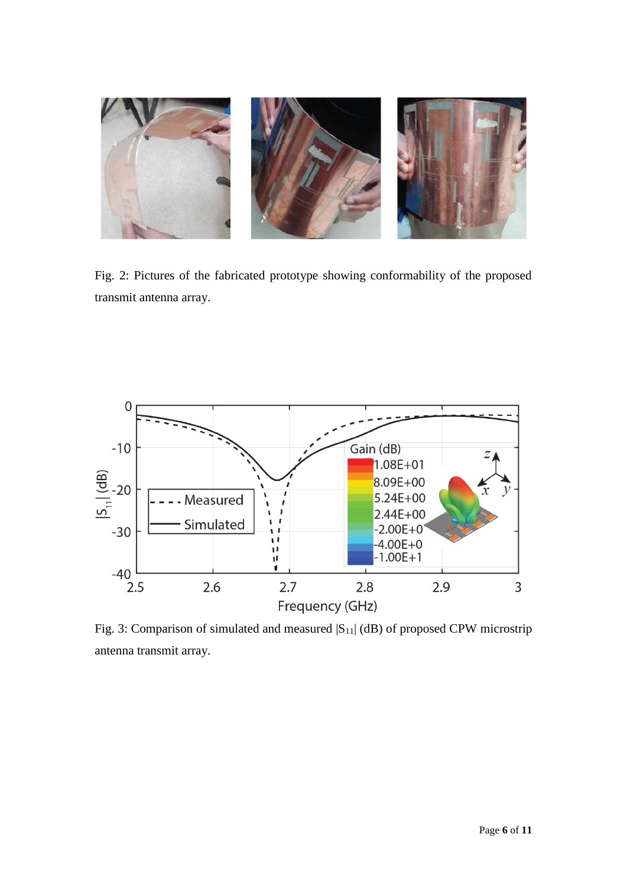Fig. 2: Pictures of the fabricated prototype showing conformability of the proposed transmit antenna array.

Fig. 3: Comparison of simulated and measured $|S_{11}|$ (dB) of proposed CPW microstrip antenna transmit array.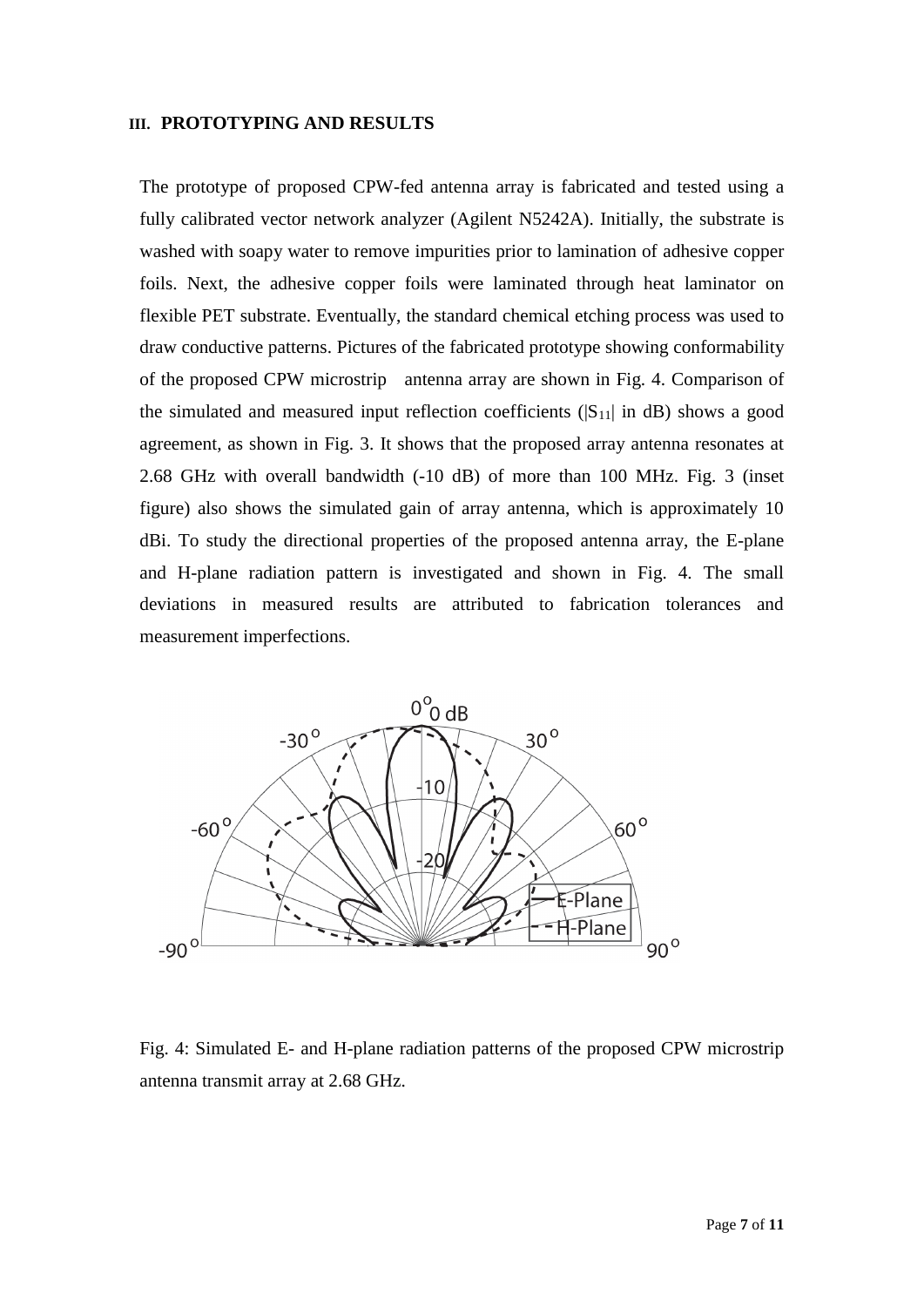## III. PROTOTYPING AND RESULTS

The prototype of proposed CPW-fed antenna array is fabricated and tested using a fully calibrated vector network analyzer (Agilent N5242A). Initially, the substrate is washed with soapy water to remove impurities prior to lamination of adhesive copper foils. Next, the adhesive copper foils were laminated through heat laminator on flexible PET substrate. Eventually, the standard chemical etching process was used to draw conductive patterns. Pictures of the fabricated prototype showing conformability of the proposed CPW microstrip antenna array are shown in Fig. 4. Comparison of the simulated and measured input reflection coefficients ($|S_{11}|$ in dB) shows a good agreement, as shown in Fig. 3. It shows that the proposed array antenna resonates at 2.68 GHz with overall bandwidth (-10 dB) of more than 100 MHz. Fig. 3 (inset figure) also shows the simulated gain of array antenna, which is approximately 10 dBi. To study the directional properties of the proposed antenna array, the E-plane and H-plane radiation pattern is investigated and shown in Fig. 4. The small deviations in measured results are attributed to fabrication tolerances and measurement imperfections.

Fig. 4: Simulated E- and H-plane radiation patterns of the proposed CPW microstrip antenna transmit array at 2.68 GHz.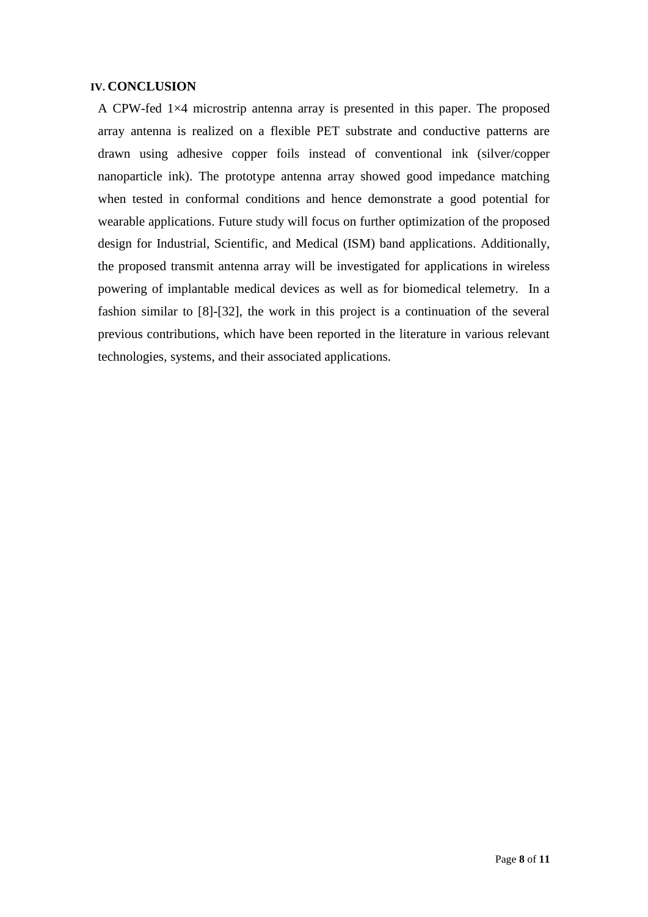## IV. CONCLUSION

A CPW-fed 1×4 microstrip antenna array is presented in this paper. The proposed array antenna is realized on a flexible PET substrate and conductive patterns are drawn using adhesive copper foils instead of conventional ink (silver/copper nanoparticle ink). The prototype antenna array showed good impedance matching when tested in conformal conditions and hence demonstrate a good potential for wearable applications. Future study will focus on further optimization of the proposed design for Industrial, Scientific, and Medical (ISM) band applications. Additionally, the proposed transmit antenna array will be investigated for applications in wireless powering of implantable medical devices as well as for biomedical telemetry. In a fashion similar to [8]-[32], the work in this project is a continuation of the several previous contributions, which have been reported in the literature in various relevant technologies, systems, and their associated applications.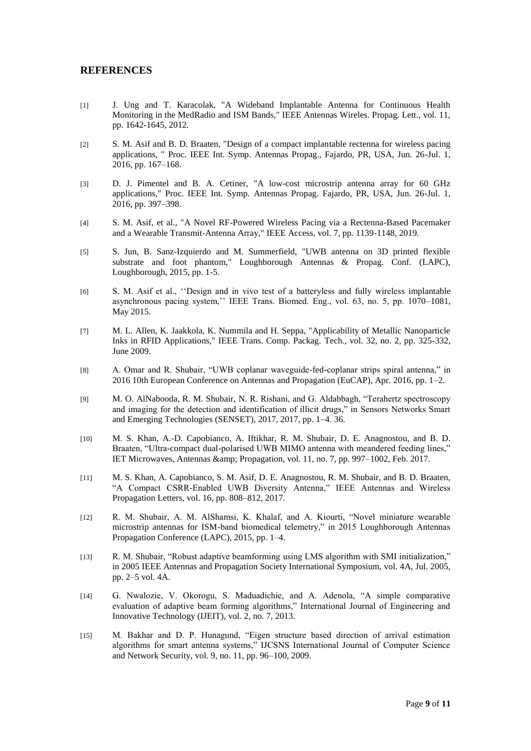## REFERENCES

[1] J. Ung and T. Karacolak, "A Wideband Implantable Antenna for Continuous Health Monitoring in the MedRadio and ISM Bands," IEEE Antennas Wireles. Propag. Lett., vol. 11, pp. 1642-1645, 2012.

[2] S. M. Asif and B. D. Braaten, "Design of a compact implantable rectenna for wireless pacing applications, " Proc. IEEE Int. Symp. Antennas Propag., Fajardo, PR, USA, Jun. 26-Jul. 1, 2016, pp. 167–168.

[3] D. J. Pimentel and B. A. Cetiner, "A low-cost microstrip antenna array for 60 GHz applications," Proc. IEEE Int. Symp. Antennas Propag. Fajardo, PR, USA, Jun. 26-Jul. 1, 2016, pp. 397–398.

[4] S. M. Asif, et al., "A Novel RF-Powered Wireless Pacing via a Rectenna-Based Pacemaker and a Wearable Transmit-Antenna Array," IEEE Access, vol. 7, pp. 1139-1148, 2019.

[5] S. Jun, B. Sanz-Izquierdo and M. Summerfield, "UWB antenna on 3D printed flexible substrate and foot phantom," Loughborough Antennas & Propag. Conf. (LAPC), Loughborough, 2015, pp. 1-5.

[6] S. M. Asif et al., ''Design and in vivo test of a batteryless and fully wireless implantable asynchronous pacing system,'' IEEE Trans. Biomed. Eng., vol. 63, no. 5, pp. 1070–1081, May 2015.

[7] M. L. Allen, K. Jaakkola, K. Nummila and H. Seppa, "Applicability of Metallic Nanoparticle Inks in RFID Applications," IEEE Trans. Comp. Packag. Tech., vol. 32, no. 2, pp. 325-332, June 2009.

[8] A. Omar and R. Shubair, "UWB coplanar waveguide-fed-coplanar strips spiral antenna," in 2016 10th European Conference on Antennas and Propagation (EuCAP), Apr. 2016, pp. 1–2.

[9] M. O. AlNabooda, R. M. Shubair, N. R. Rishani, and G. Aldabbagh, "Terahertz spectroscopy and imaging for the detection and identification of illicit drugs," in Sensors Networks Smart and Emerging Technologies (SENSET), 2017, 2017, pp. 1–4. 36.

[10] M. S. Khan, A.-D. Capobianco, A. Iftikhar, R. M. Shubair, D. E. Anagnostou, and B. D. Braaten, "Ultra-compact dual-polarised UWB MIMO antenna with meandered feeding lines," IET Microwaves, Antennas &amp; Propagation, vol. 11, no. 7, pp. 997–1002, Feb. 2017.

[11] M. S. Khan, A. Capobianco, S. M. Asif, D. E. Anagnostou, R. M. Shubair, and B. D. Braaten, "A Compact CSRR-Enabled UWB Diversity Antenna," IEEE Antennas and Wireless Propagation Letters, vol. 16, pp. 808–812, 2017.

[12] R. M. Shubair, A. M. AlShamsi, K. Khalaf, and A. Kiourti, "Novel miniature wearable microstrip antennas for ISM-band biomedical telemetry," in 2015 Loughborough Antennas Propagation Conference (LAPC), 2015, pp. 1–4.

[13] R. M. Shubair, "Robust adaptive beamforming using LMS algorithm with SMI initialization," in 2005 IEEE Antennas and Propagation Society International Symposium, vol. 4A, Jul. 2005, pp. 2–5 vol. 4A.

[14] G. Nwalozie, V. Okorogu, S. Maduadichie, and A. Adenola, "A simple comparative evaluation of adaptive beam forming algorithms," International Journal of Engineering and Innovative Technology (IJEIT), vol. 2, no. 7, 2013.

[15] M. Bakhar and D. P. Hunagund, "Eigen structure based direction of arrival estimation algorithms for smart antenna systems," IJCSNS International Journal of Computer Science and Network Security, vol. 9, no. 11, pp. 96–100, 2009.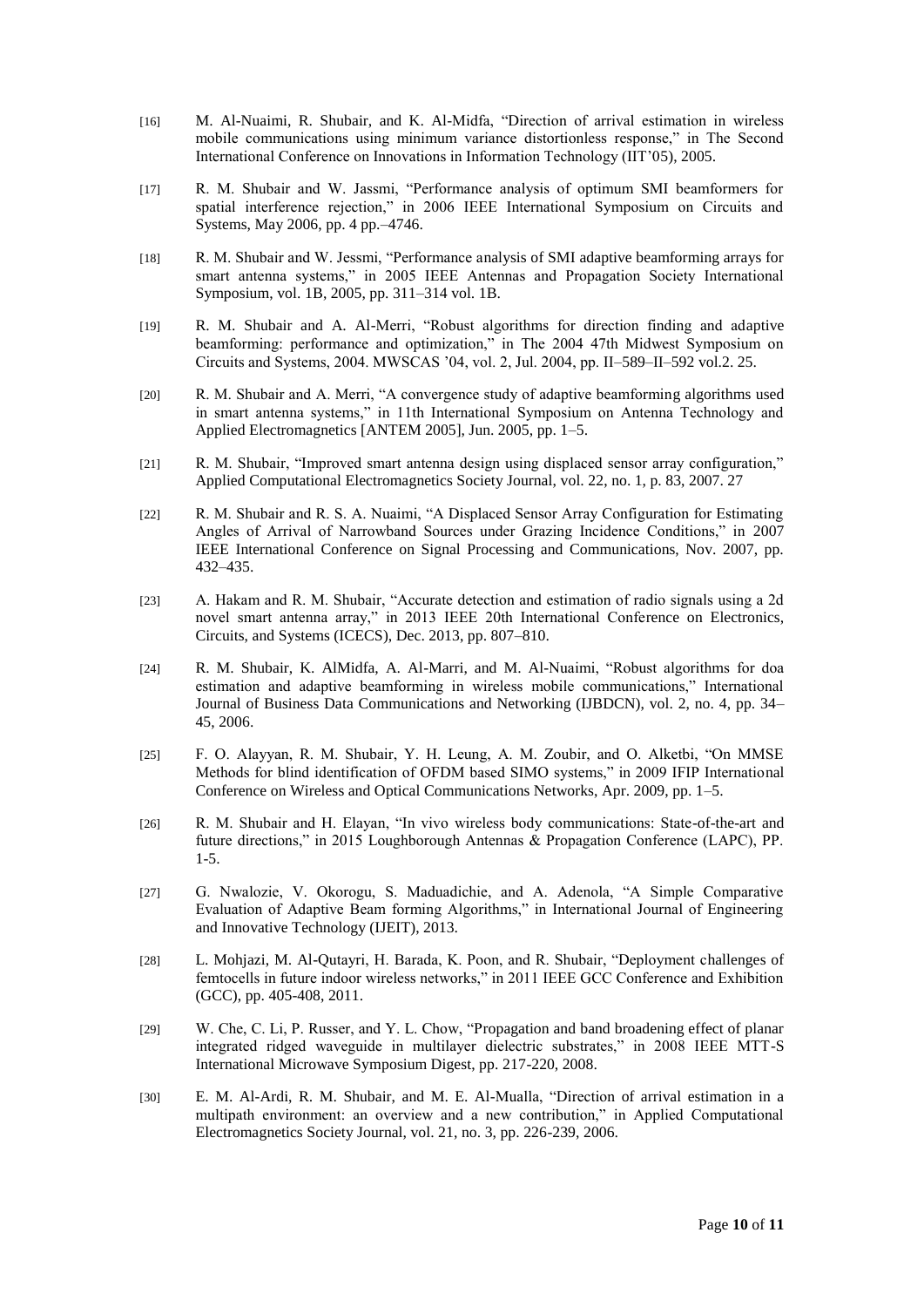[16] M. Al-Nuaimi, R. Shubair, and K. Al-Midfa, "Direction of arrival estimation in wireless mobile communications using minimum variance distortionless response," in The Second International Conference on Innovations in Information Technology (IIT'05), 2005.

[17] R. M. Shubair and W. Jassmi, "Performance analysis of optimum SMI beamformers for spatial interference rejection," in 2006 IEEE International Symposium on Circuits and Systems, May 2006, pp. 4 pp.–4746.

[18] R. M. Shubair and W. Jessmi, "Performance analysis of SMI adaptive beamforming arrays for smart antenna systems," in 2005 IEEE Antennas and Propagation Society International Symposium, vol. 1B, 2005, pp. 311–314 vol. 1B.

[19] R. M. Shubair and A. Al-Merri, "Robust algorithms for direction finding and adaptive beamforming: performance and optimization," in The 2004 47th Midwest Symposium on Circuits and Systems, 2004. MWSCAS '04, vol. 2, Jul. 2004, pp. II–589–II–592 vol.2. 25.

[20] R. M. Shubair and A. Merri, "A convergence study of adaptive beamforming algorithms used in smart antenna systems," in 11th International Symposium on Antenna Technology and Applied Electromagnetics [ANTEM 2005], Jun. 2005, pp. 1–5.

[21] R. M. Shubair, "Improved smart antenna design using displaced sensor array configuration," Applied Computational Electromagnetics Society Journal, vol. 22, no. 1, p. 83, 2007. 27

[22] R. M. Shubair and R. S. A. Nuaimi, "A Displaced Sensor Array Configuration for Estimating Angles of Arrival of Narrowband Sources under Grazing Incidence Conditions," in 2007 IEEE International Conference on Signal Processing and Communications, Nov. 2007, pp. 432–435.

[23] A. Hakam and R. M. Shubair, "Accurate detection and estimation of radio signals using a 2d novel smart antenna array," in 2013 IEEE 20th International Conference on Electronics, Circuits, and Systems (ICECS), Dec. 2013, pp. 807–810.

[24] R. M. Shubair, K. AlMidfa, A. Al-Marri, and M. Al-Nuaimi, "Robust algorithms for doa estimation and adaptive beamforming in wireless mobile communications," International Journal of Business Data Communications and Networking (IJBDCN), vol. 2, no. 4, pp. 34–45, 2006.

[25] F. O. Alayyan, R. M. Shubair, Y. H. Leung, A. M. Zoubir, and O. Alketbi, "On MMSE Methods for blind identification of OFDM based SIMO systems," in 2009 IFIP International Conference on Wireless and Optical Communications Networks, Apr. 2009, pp. 1–5.

[26] R. M. Shubair and H. Elayan, "In vivo wireless body communications: State-of-the-art and future directions," in 2015 Loughborough Antennas & Propagation Conference (LAPC), PP. 1-5.

[27] G. Nwalozie, V. Okorogu, S. Maduadichie, and A. Adenola, "A Simple Comparative Evaluation of Adaptive Beam forming Algorithms," in International Journal of Engineering and Innovative Technology (IJEIT), 2013.

[28] L. Mohjazi, M. Al-Qutayri, H. Barada, K. Poon, and R. Shubair, "Deployment challenges of femtocells in future indoor wireless networks," in 2011 IEEE GCC Conference and Exhibition (GCC), pp. 405-408, 2011.

[29] W. Che, C. Li, P. Russer, and Y. L. Chow, "Propagation and band broadening effect of planar integrated ridged waveguide in multilayer dielectric substrates," in 2008 IEEE MTT-S International Microwave Symposium Digest, pp. 217-220, 2008.

[30] E. M. Al-Ardi, R. M. Shubair, and M. E. Al-Mualla, "Direction of arrival estimation in a multipath environment: an overview and a new contribution," in Applied Computational Electromagnetics Society Journal, vol. 21, no. 3, pp. 226-239, 2006.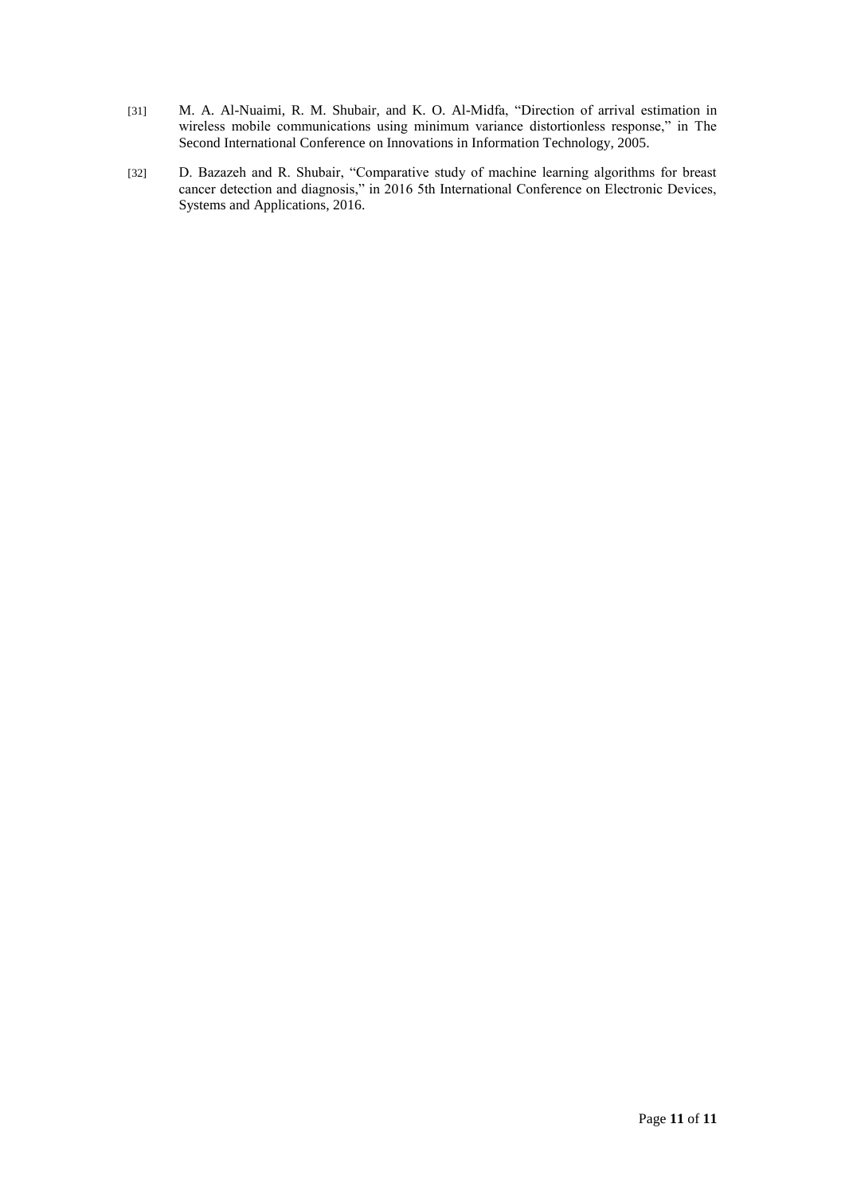[31] M. A. Al-Nuaimi, R. M. Shubair, and K. O. Al-Midfa, "Direction of arrival estimation in wireless mobile communications using minimum variance distortionless response," in The Second International Conference on Innovations in Information Technology, 2005.

[32] D. Bazazeh and R. Shubair, "Comparative study of machine learning algorithms for breast cancer detection and diagnosis," in 2016 5th International Conference on Electronic Devices, Systems and Applications, 2016.